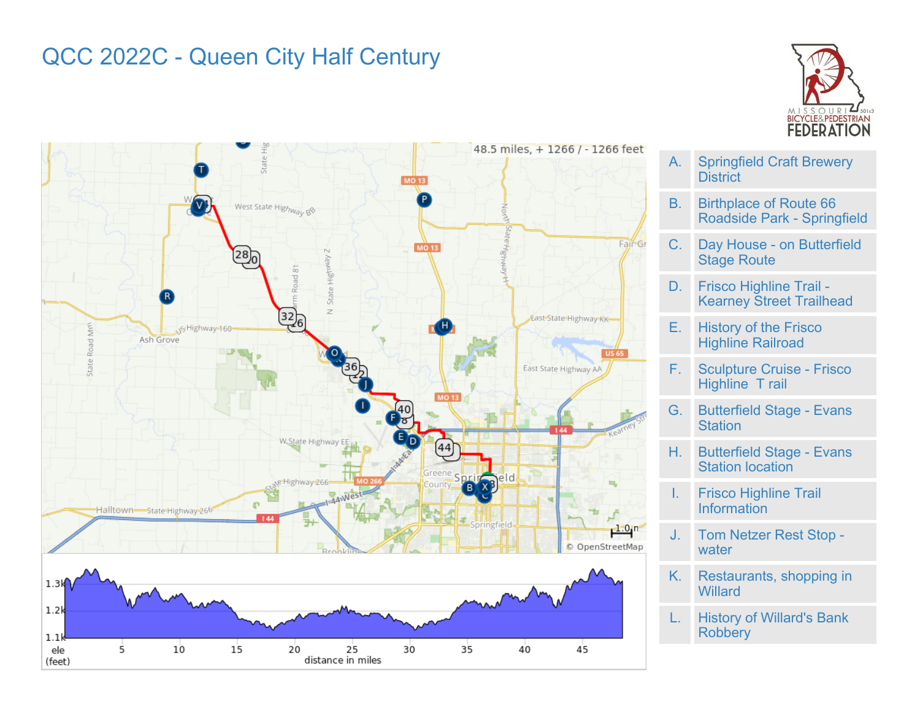# QCC 2022C - Queen City Half Century

48.5 miles, + 1266 / - 1266 feet

| | |
|---|---|
| A. | Springfield Craft Brewery District |
| B. | Birthplace of Route 66 Roadside Park - Springfield |
| C. | Day House - on Butterfield Stage Route |
| D. | Frisco Highline Trail - Kearney Street Trailhead |
| E. | History of the Frisco Highline Railroad |
| F. | Sculpture Cruise - Frisco Highline T rail |
| G. | Butterfield Stage - Evans Station |
| H. | Butterfield Stage - Evans Station location |
| I. | Frisco Highline Trail Information |
| J. | Tom Netzer Rest Stop - water |
| K. | Restaurants, shopping in Willard |
| L. | History of Willard's Bank Robbery |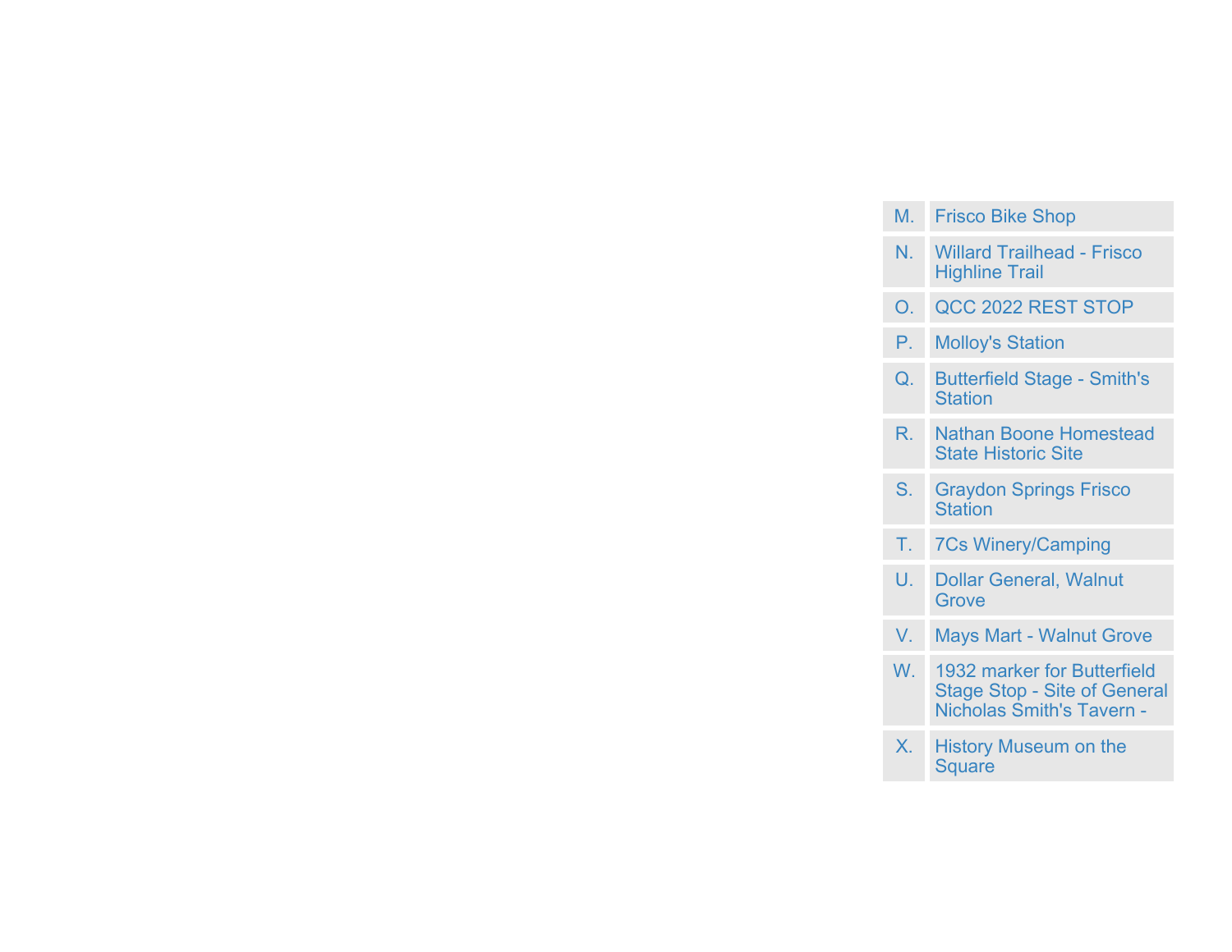| | |
|---|---|
| M. | Frisco Bike Shop |
| N. | Willard Trailhead - Frisco Highline Trail |
| O. | QCC 2022 REST STOP |
| P. | Molloy's Station |
| Q. | Butterfield Stage - Smith's Station |
| R. | Nathan Boone Homestead State Historic Site |
| S. | Graydon Springs Frisco Station |
| T. | 7Cs Winery/Camping |
| U. | Dollar General, Walnut Grove |
| V. | Mays Mart - Walnut Grove |
| W. | 1932 marker for Butterfield Stage Stop - Site of General Nicholas Smith's Tavern - |
| X. | History Museum on the Square |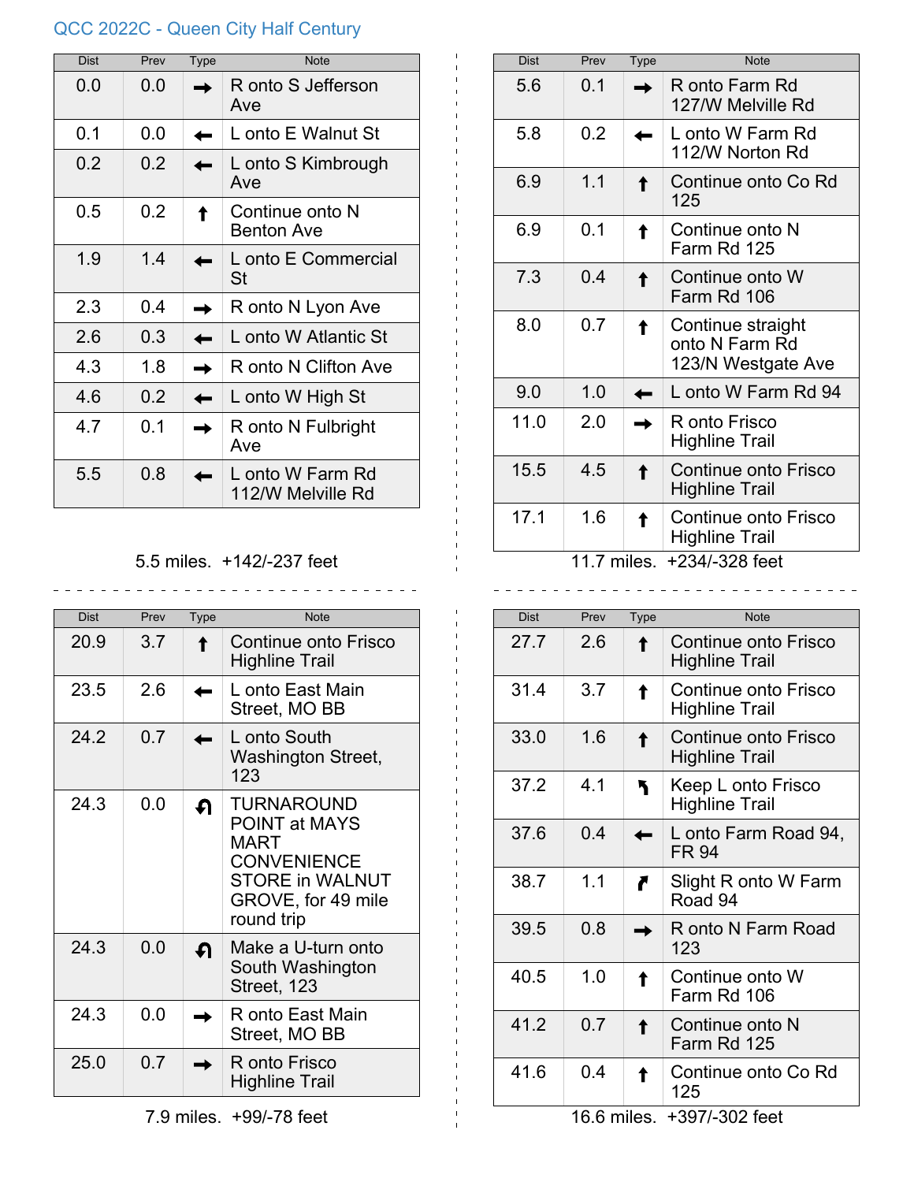QCC 2022C - Queen City Half Century

| Dist | Prev | Type | Note |
|---|---|---|---|
| 0.0 | 0.0 | → | R onto S Jefferson Ave |
| 0.1 | 0.0 | ← | L onto E Walnut St |
| 0.2 | 0.2 | ← | L onto S Kimbrough Ave |
| 0.5 | 0.2 | ↑ | Continue onto N Benton Ave |
| 1.9 | 1.4 | ← | L onto E Commercial St |
| 2.3 | 0.4 | → | R onto N Lyon Ave |
| 2.6 | 0.3 | ← | L onto W Atlantic St |
| 4.3 | 1.8 | → | R onto N Clifton Ave |
| 4.6 | 0.2 | ← | L onto W High St |
| 4.7 | 0.1 | → | R onto N Fulbright Ave |
| 5.5 | 0.8 | ← | L onto W Farm Rd 112/W Melville Rd |

5.5 miles. +142/-237 feet

| Dist | Prev | Type | Note |
|---|---|---|---|
| 5.6 | 0.1 | → | R onto Farm Rd 127/W Melville Rd |
| 5.8 | 0.2 | ← | L onto W Farm Rd 112/W Norton Rd |
| 6.9 | 1.1 | ↑ | Continue onto Co Rd 125 |
| 6.9 | 0.1 | ↑ | Continue onto N Farm Rd 125 |
| 7.3 | 0.4 | ↑ | Continue onto W Farm Rd 106 |
| 8.0 | 0.7 | ↑ | Continue straight onto N Farm Rd 123/N Westgate Ave |
| 9.0 | 1.0 | ← | L onto W Farm Rd 94 |
| 11.0 | 2.0 | → | R onto Frisco Highline Trail |
| 15.5 | 4.5 | ↑ | Continue onto Frisco Highline Trail |
| 17.1 | 1.6 | ↑ | Continue onto Frisco Highline Trail |

11.7 miles. +234/-328 feet

| Dist | Prev | Type | Note |
|---|---|---|---|
| 20.9 | 3.7 | ↑ | Continue onto Frisco Highline Trail |
| 23.5 | 2.6 | ← | L onto East Main Street, MO BB |
| 24.2 | 0.7 | ← | L onto South Washington Street, 123 |
| 24.3 | 0.0 | U-turn | TURNAROUND POINT at MAYS MART CONVENIENCE STORE in WALNUT GROVE, for 49 mile round trip |
| 24.3 | 0.0 | U-turn | Make a U-turn onto South Washington Street, 123 |
| 24.3 | 0.0 | → | R onto East Main Street, MO BB |
| 25.0 | 0.7 | → | R onto Frisco Highline Trail |

7.9 miles. +99/-78 feet

| Dist | Prev | Type | Note |
|---|---|---|---|
| 27.7 | 2.6 | ↑ | Continue onto Frisco Highline Trail |
| 31.4 | 3.7 | ↑ | Continue onto Frisco Highline Trail |
| 33.0 | 1.6 | ↑ | Continue onto Frisco Highline Trail |
| 37.2 | 4.1 | ↰ | Keep L onto Frisco Highline Trail |
| 37.6 | 0.4 | ← | L onto Farm Road 94, FR 94 |
| 38.7 | 1.1 | ↱ | Slight R onto W Farm Road 94 |
| 39.5 | 0.8 | → | R onto N Farm Road 123 |
| 40.5 | 1.0 | ↑ | Continue onto W Farm Rd 106 |
| 41.2 | 0.7 | ↑ | Continue onto N Farm Rd 125 |
| 41.6 | 0.4 | ↑ | Continue onto Co Rd 125 |

16.6 miles. +397/-302 feet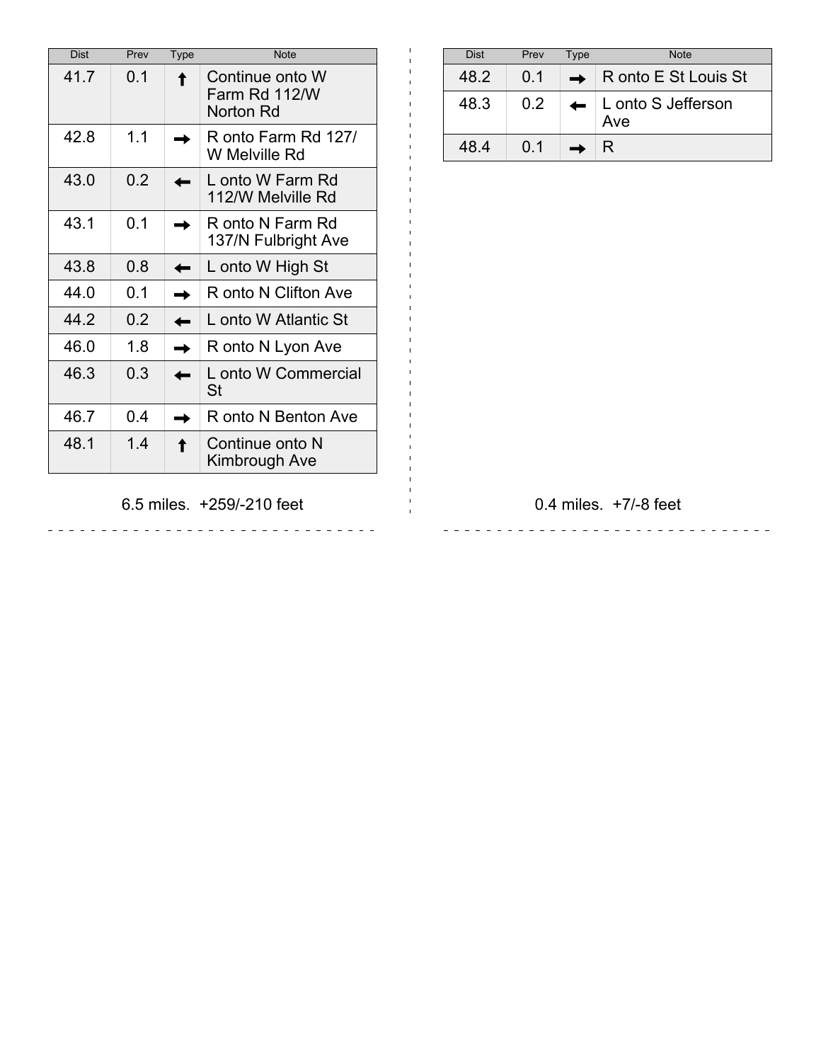| Dist | Prev | Type | Note |
| --- | --- | --- | --- |
| 41.7 | 0.1 | ↑ | Continue onto W Farm Rd 112/W Norton Rd |
| 42.8 | 1.1 | → | R onto Farm Rd 127/ W Melville Rd |
| 43.0 | 0.2 | ← | L onto W Farm Rd 112/W Melville Rd |
| 43.1 | 0.1 | → | R onto N Farm Rd 137/N Fulbright Ave |
| 43.8 | 0.8 | ← | L onto W High St |
| 44.0 | 0.1 | → | R onto N Clifton Ave |
| 44.2 | 0.2 | ← | L onto W Atlantic St |
| 46.0 | 1.8 | → | R onto N Lyon Ave |
| 46.3 | 0.3 | ← | L onto W Commercial St |
| 46.7 | 0.4 | → | R onto N Benton Ave |
| 48.1 | 1.4 | ↑ | Continue onto N Kimbrough Ave |

6.5 miles. +259/-210 feet

| Dist | Prev | Type | Note |
| --- | --- | --- | --- |
| 48.2 | 0.1 | → | R onto E St Louis St |
| 48.3 | 0.2 | ← | L onto S Jefferson Ave |
| 48.4 | 0.1 | → | R |

0.4 miles. +7/-8 feet